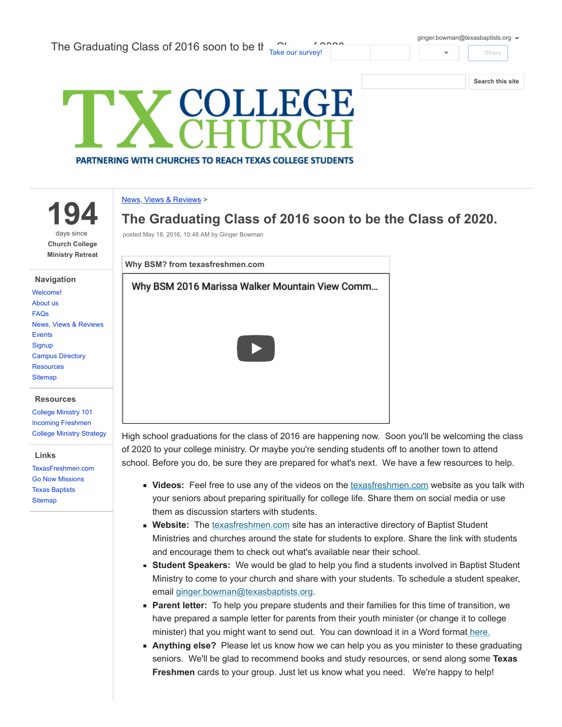The Graduating Class of 2016 soon to be the Class of 2020

ginger.bowman@texasbaptists.org

Take our survey!

Share

Search this site

TX COLLEGE CHURCH

PARTNERING WITH CHURCHES TO REACH TEXAS COLLEGE STUDENTS

**194**
days since
**Church College Ministry Retreat**

### Navigation

- Welcome!
- About us
- FAQs
- News, Views & Reviews
- Events
- Signup
- Campus Directory
- Resources
- Sitemap

### Resources

- College Ministry 101
- Incoming Freshmen
- College Ministry Strategy

### Links

- TexasFreshmen.com
- Go Now Missions
- Texas Baptists
- Sitemap

News, Views & Reviews >

# The Graduating Class of 2016 soon to be the Class of 2020.

posted May 18, 2016, 10:48 AM by Ginger Bowman

**Why BSM? from texasfreshmen.com**

Why BSM 2016 Marissa Walker Mountain View Comm...

High school graduations for the class of 2016 are happening now. Soon you'll be welcoming the class of 2020 to your college ministry. Or maybe you're sending students off to another town to attend school. Before you do, be sure they are prepared for what's next. We have a few resources to help.

- **Videos:** Feel free to use any of the videos on the texasfreshmen.com website as you talk with your seniors about preparing spiritually for college life. Share them on social media or use them as discussion starters with students.
- **Website:** The texasfreshmen.com site has an interactive directory of Baptist Student Ministries and churches around the state for students to explore. Share the link with students and encourage them to check out what's available near their school.
- **Student Speakers:** We would be glad to help you find a students involved in Baptist Student Ministry to come to your church and share with your students. To schedule a student speaker, email ginger.bowman@texasbaptists.org.
- **Parent letter:** To help you prepare students and their families for this time of transition, we have prepared a sample letter for parents from their youth minister (or change it to college minister) that you might want to send out. You can download it in a Word format here.
- **Anything else?** Please let us know how we can help you as you minister to these graduating seniors. We'll be glad to recommend books and study resources, or send along some **Texas Freshmen** cards to your group. Just let us know what you need. We're happy to help!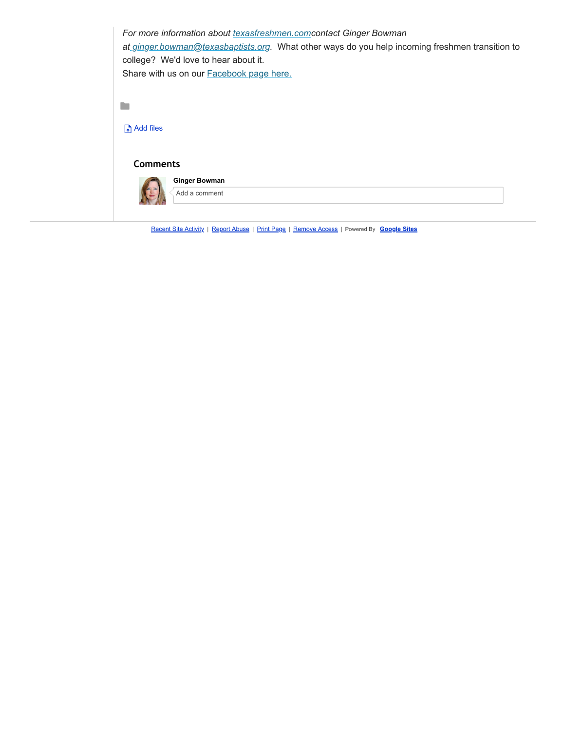*For more information about texasfreshmen.comcontact Ginger Bowman at ginger.bowman@texasbaptists.org.* What other ways do you help incoming freshmen transition to college? We'd love to hear about it.
Share with us on our Facebook page here.

Add files

## Comments

**Ginger Bowman**

Add a comment

Recent Site Activity | Report Abuse | Print Page | Remove Access | Powered By **Google Sites**